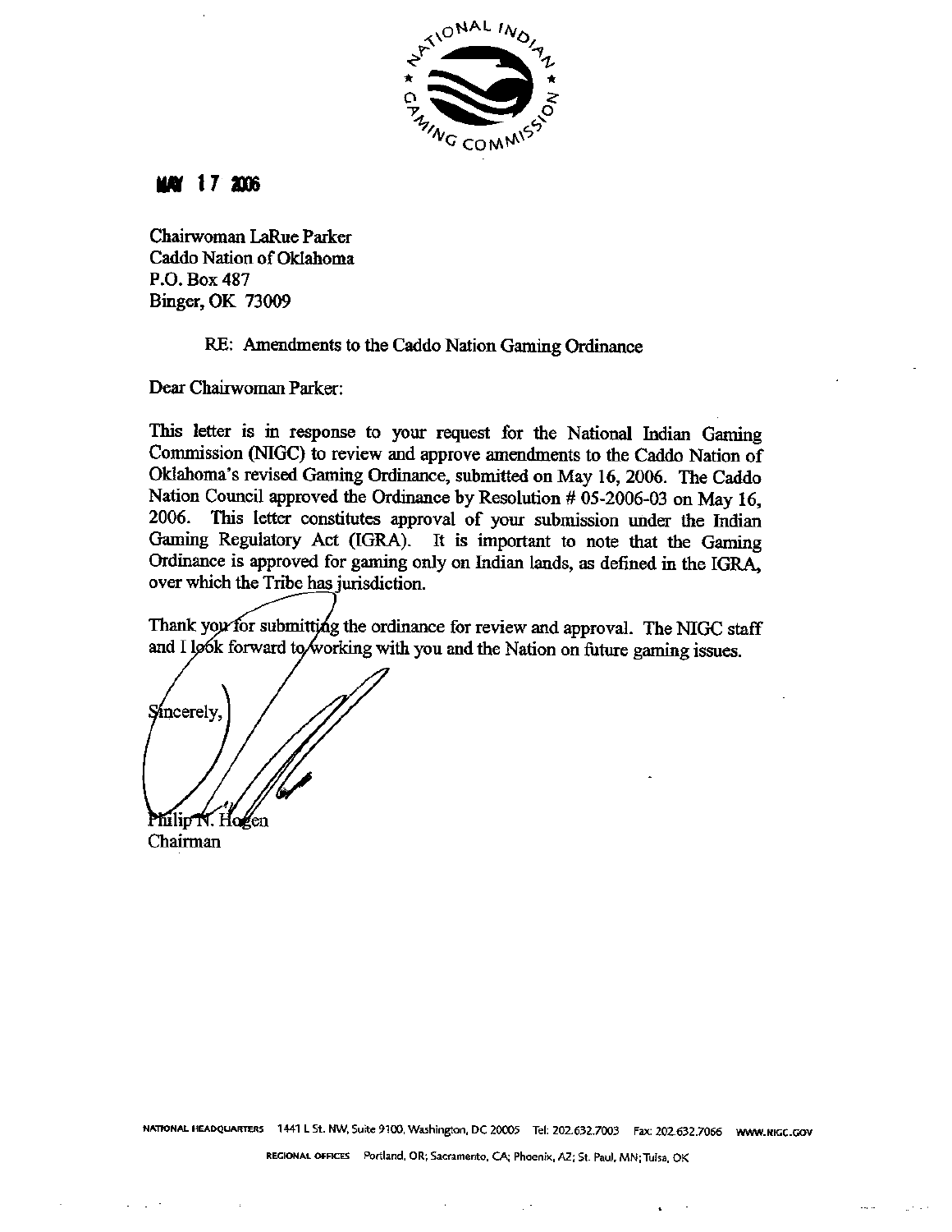NATIONAL INDIAN GAMING COMMISSION

MAY 17 2006

Chairwoman LaRue Parker
Caddo Nation of Oklahoma
P.O. Box 487
Binger, OK 73009

RE: Amendments to the Caddo Nation Gaming Ordinance

Dear Chairwoman Parker:

This letter is in response to your request for the National Indian Gaming Commission (NIGC) to review and approve amendments to the Caddo Nation of Oklahoma's revised Gaming Ordinance, submitted on May 16, 2006. The Caddo Nation Council approved the Ordinance by Resolution # 05-2006-03 on May 16, 2006. This letter constitutes approval of your submission under the Indian Gaming Regulatory Act (IGRA). It is important to note that the Gaming Ordinance is approved for gaming only on Indian lands, as defined in the IGRA, over which the Tribe has jurisdiction.

Thank you for submitting the ordinance for review and approval. The NIGC staff and I look forward to working with you and the Nation on future gaming issues.

Sincerely,

Philip N. Hogen
Chairman

NATIONAL HEADQUARTERS 1441 L St. NW, Suite 9100, Washington, DC 20005 Tel: 202.632.7003 Fax: 202.632.7066 WWW.NIGC.GOV

REGIONAL OFFICES Portland, OR; Sacramento, CA; Phoenix, AZ; St. Paul, MN; Tulsa, OK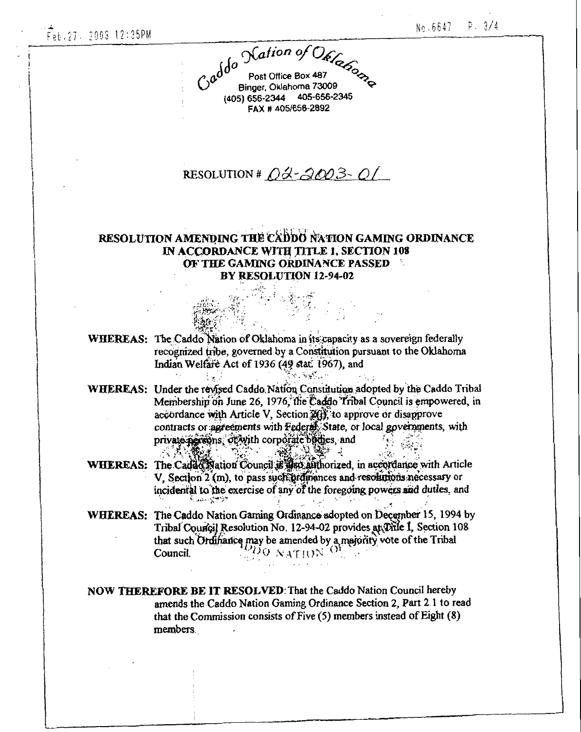Caddo Nation of Oklahoma
Post Office Box 487
Binger, Oklahoma 73009
(405) 656-2344 405-656-2345
FAX # 405/656-2892

RESOLUTION # 02-2003-01

## RESOLUTION AMENDING THE CADDO NATION GAMING ORDINANCE IN ACCORDANCE WITH TITLE 1, SECTION 108 OF THE GAMING ORDINANCE PASSED BY RESOLUTION 12-94-02

**WHEREAS:** The Caddo Nation of Oklahoma in its capacity as a sovereign federally recognized tribe, governed by a Constitution pursuant to the Oklahoma Indian Welfare Act of 1936 (49 stat. 1967), and

**WHEREAS:** Under the revised Caddo Nation Constitution adopted by the Caddo Tribal Membership on June 26, 1976, the Caddo Tribal Council is empowered, in accordance with Article V, Section 2(j), to approve or disapprove contracts or agreements with Federal, State, or local governments, with private persons, or with corporate bodies, and

**WHEREAS:** The Caddo Nation Council is also authorized, in accordance with Article V, Section 2 (m), to pass such ordinances and resolutions necessary or incidental to the exercise of any of the foregoing powers and duties, and

**WHEREAS:** The Caddo Nation Gaming Ordinance adopted on December 15, 1994 by Tribal Council Resolution No. 12-94-02 provides at Title 1, Section 108 that such Ordinance may be amended by a majority vote of the Tribal Council.

**NOW THEREFORE BE IT RESOLVED**: That the Caddo Nation Council hereby amends the Caddo Nation Gaming Ordinance Section 2, Part 2.1 to read that the Commission consists of Five (5) members instead of Eight (8) members.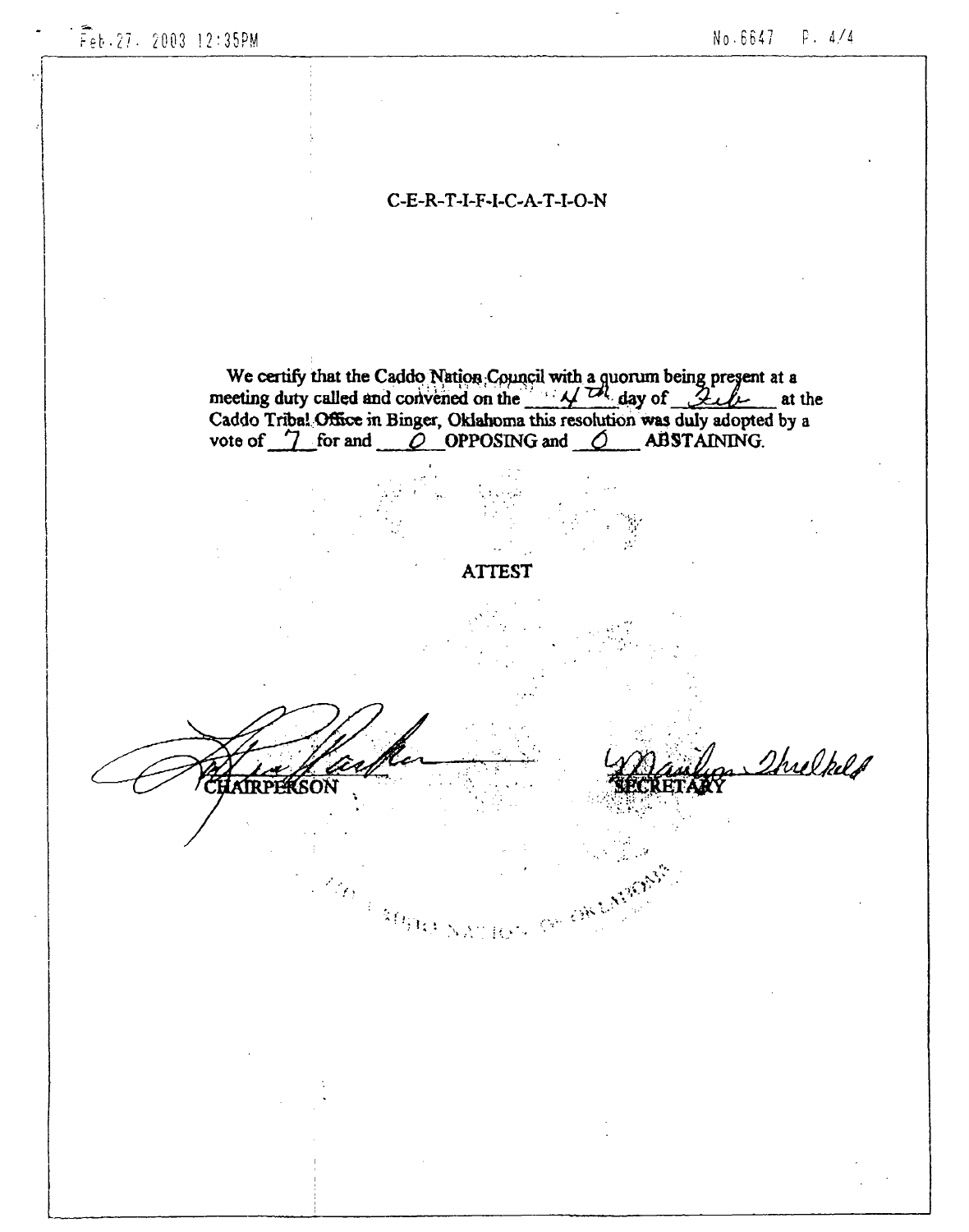# C-E-R-T-I-F-I-C-A-T-I-O-N

We certify that the Caddo Nation Council with a quorum being present at a meeting duty called and convened on the 4th day of Feb at the Caddo Tribal Office in Binger, Oklahoma this resolution was duly adopted by a vote of 7 for and 0 OPPOSING and 0 ABSTAINING.

ATTEST

CHAIRPERSON

SECRETARY